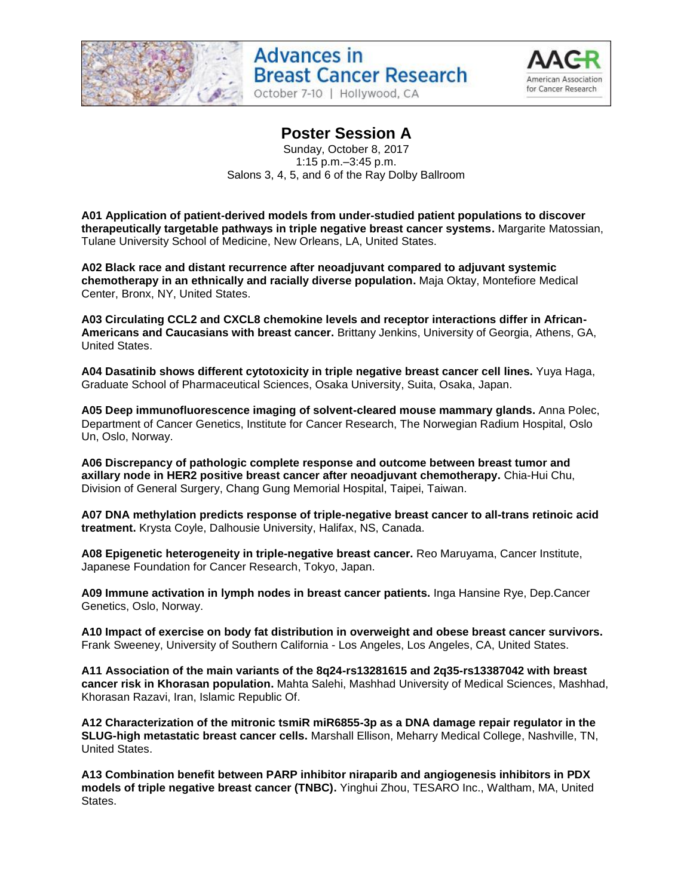# Poster Session A

Sunday, October 8, 2017
1:15 p.m.–3:45 p.m.
Salons 3, 4, 5, and 6 of the Ray Dolby Ballroom

**A01 Application of patient-derived models from under-studied patient populations to discover therapeutically targetable pathways in triple negative breast cancer systems.** Margarite Matossian, Tulane University School of Medicine, New Orleans, LA, United States.

**A02 Black race and distant recurrence after neoadjuvant compared to adjuvant systemic chemotherapy in an ethnically and racially diverse population.** Maja Oktay, Montefiore Medical Center, Bronx, NY, United States.

**A03 Circulating CCL2 and CXCL8 chemokine levels and receptor interactions differ in African-Americans and Caucasians with breast cancer.** Brittany Jenkins, University of Georgia, Athens, GA, United States.

**A04 Dasatinib shows different cytotoxicity in triple negative breast cancer cell lines.** Yuya Haga, Graduate School of Pharmaceutical Sciences, Osaka University, Suita, Osaka, Japan.

**A05 Deep immunofluorescence imaging of solvent-cleared mouse mammary glands.** Anna Polec, Department of Cancer Genetics, Institute for Cancer Research, The Norwegian Radium Hospital, Oslo Un, Oslo, Norway.

**A06 Discrepancy of pathologic complete response and outcome between breast tumor and axillary node in HER2 positive breast cancer after neoadjuvant chemotherapy.** Chia-Hui Chu, Division of General Surgery, Chang Gung Memorial Hospital, Taipei, Taiwan.

**A07 DNA methylation predicts response of triple-negative breast cancer to all-trans retinoic acid treatment.** Krysta Coyle, Dalhousie University, Halifax, NS, Canada.

**A08 Epigenetic heterogeneity in triple-negative breast cancer.** Reo Maruyama, Cancer Institute, Japanese Foundation for Cancer Research, Tokyo, Japan.

**A09 Immune activation in lymph nodes in breast cancer patients.** Inga Hansine Rye, Dep.Cancer Genetics, Oslo, Norway.

**A10 Impact of exercise on body fat distribution in overweight and obese breast cancer survivors.** Frank Sweeney, University of Southern California - Los Angeles, Los Angeles, CA, United States.

**A11 Association of the main variants of the 8q24-rs13281615 and 2q35-rs13387042 with breast cancer risk in Khorasan population.** Mahta Salehi, Mashhad University of Medical Sciences, Mashhad, Khorasan Razavi, Iran, Islamic Republic Of.

**A12 Characterization of the mitronic tsmiR miR6855-3p as a DNA damage repair regulator in the SLUG-high metastatic breast cancer cells.** Marshall Ellison, Meharry Medical College, Nashville, TN, United States.

**A13 Combination benefit between PARP inhibitor niraparib and angiogenesis inhibitors in PDX models of triple negative breast cancer (TNBC).** Yinghui Zhou, TESARO Inc., Waltham, MA, United States.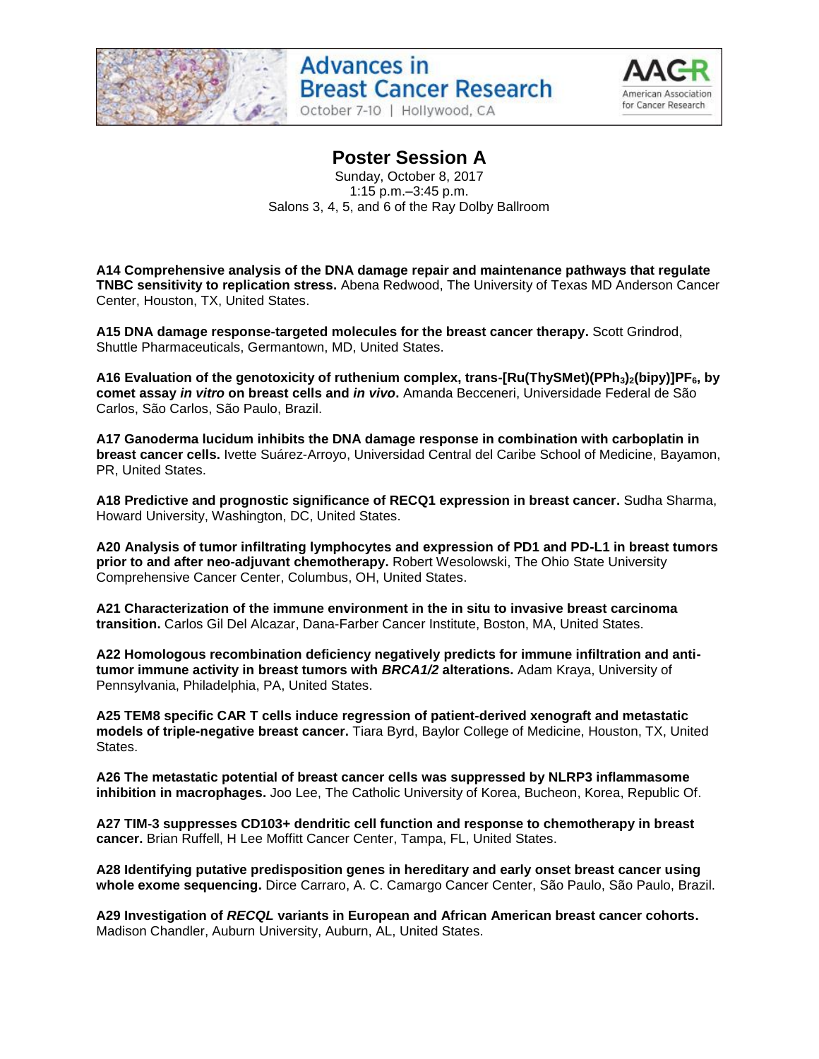# Poster Session A

Sunday, October 8, 2017
1:15 p.m.–3:45 p.m.
Salons 3, 4, 5, and 6 of the Ray Dolby Ballroom

**A14 Comprehensive analysis of the DNA damage repair and maintenance pathways that regulate TNBC sensitivity to replication stress.** Abena Redwood, The University of Texas MD Anderson Cancer Center, Houston, TX, United States.

**A15 DNA damage response-targeted molecules for the breast cancer therapy.** Scott Grindrod, Shuttle Pharmaceuticals, Germantown, MD, United States.

**A16 Evaluation of the genotoxicity of ruthenium complex, trans-[Ru(ThySMet)$(PPh_3)_2$(bipy)]$PF_6$, by comet assay *in vitro* on breast cells and *in vivo*.** Amanda Becceneri, Universidade Federal de São Carlos, São Carlos, São Paulo, Brazil.

**A17 Ganoderma lucidum inhibits the DNA damage response in combination with carboplatin in breast cancer cells.** Ivette Suárez-Arroyo, Universidad Central del Caribe School of Medicine, Bayamon, PR, United States.

**A18 Predictive and prognostic significance of RECQ1 expression in breast cancer.** Sudha Sharma, Howard University, Washington, DC, United States.

**A20 Analysis of tumor infiltrating lymphocytes and expression of PD1 and PD-L1 in breast tumors prior to and after neo-adjuvant chemotherapy.** Robert Wesolowski, The Ohio State University Comprehensive Cancer Center, Columbus, OH, United States.

**A21 Characterization of the immune environment in the in situ to invasive breast carcinoma transition.** Carlos Gil Del Alcazar, Dana-Farber Cancer Institute, Boston, MA, United States.

**A22 Homologous recombination deficiency negatively predicts for immune infiltration and anti-tumor immune activity in breast tumors with *BRCA1/2* alterations.** Adam Kraya, University of Pennsylvania, Philadelphia, PA, United States.

**A25 TEM8 specific CAR T cells induce regression of patient-derived xenograft and metastatic models of triple-negative breast cancer.** Tiara Byrd, Baylor College of Medicine, Houston, TX, United States.

**A26 The metastatic potential of breast cancer cells was suppressed by NLRP3 inflammasome inhibition in macrophages.** Joo Lee, The Catholic University of Korea, Bucheon, Korea, Republic Of.

**A27 TIM-3 suppresses CD103+ dendritic cell function and response to chemotherapy in breast cancer.** Brian Ruffell, H Lee Moffitt Cancer Center, Tampa, FL, United States.

**A28 Identifying putative predisposition genes in hereditary and early onset breast cancer using whole exome sequencing.** Dirce Carraro, A. C. Camargo Cancer Center, São Paulo, São Paulo, Brazil.

**A29 Investigation of *RECQL* variants in European and African American breast cancer cohorts.** Madison Chandler, Auburn University, Auburn, AL, United States.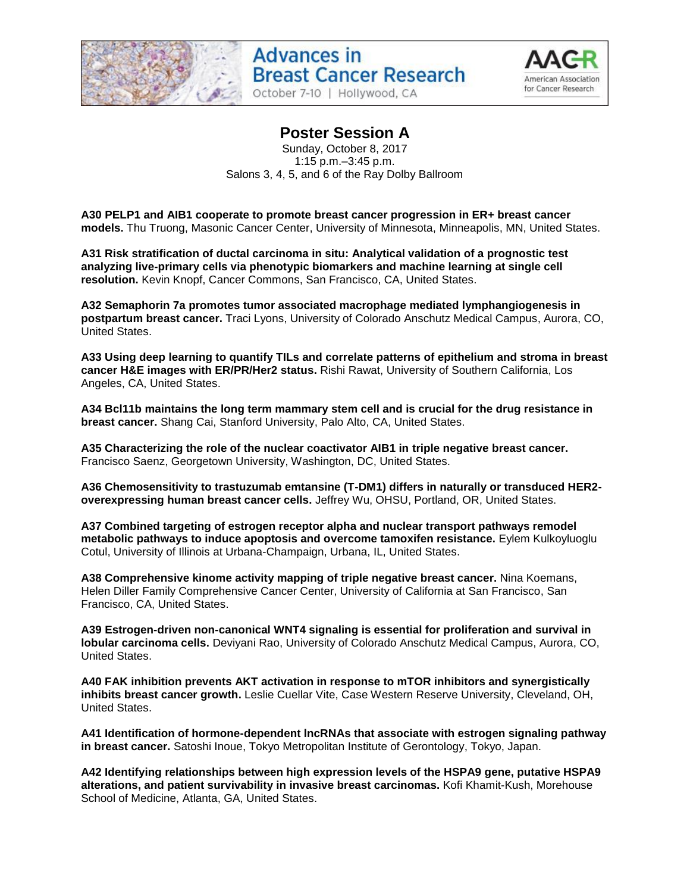# Poster Session A

Sunday, October 8, 2017
1:15 p.m.–3:45 p.m.
Salons 3, 4, 5, and 6 of the Ray Dolby Ballroom

**A30 PELP1 and AIB1 cooperate to promote breast cancer progression in ER+ breast cancer models.** Thu Truong, Masonic Cancer Center, University of Minnesota, Minneapolis, MN, United States.

**A31 Risk stratification of ductal carcinoma in situ: Analytical validation of a prognostic test analyzing live-primary cells via phenotypic biomarkers and machine learning at single cell resolution.** Kevin Knopf, Cancer Commons, San Francisco, CA, United States.

**A32 Semaphorin 7a promotes tumor associated macrophage mediated lymphangiogenesis in postpartum breast cancer.** Traci Lyons, University of Colorado Anschutz Medical Campus, Aurora, CO, United States.

**A33 Using deep learning to quantify TILs and correlate patterns of epithelium and stroma in breast cancer H&E images with ER/PR/Her2 status.** Rishi Rawat, University of Southern California, Los Angeles, CA, United States.

**A34 Bcl11b maintains the long term mammary stem cell and is crucial for the drug resistance in breast cancer.** Shang Cai, Stanford University, Palo Alto, CA, United States.

**A35 Characterizing the role of the nuclear coactivator AIB1 in triple negative breast cancer.** Francisco Saenz, Georgetown University, Washington, DC, United States.

**A36 Chemosensitivity to trastuzumab emtansine (T-DM1) differs in naturally or transduced HER2-overexpressing human breast cancer cells.** Jeffrey Wu, OHSU, Portland, OR, United States.

**A37 Combined targeting of estrogen receptor alpha and nuclear transport pathways remodel metabolic pathways to induce apoptosis and overcome tamoxifen resistance.** Eylem Kulkoyluoglu Cotul, University of Illinois at Urbana-Champaign, Urbana, IL, United States.

**A38 Comprehensive kinome activity mapping of triple negative breast cancer.** Nina Koemans, Helen Diller Family Comprehensive Cancer Center, University of California at San Francisco, San Francisco, CA, United States.

**A39 Estrogen-driven non-canonical WNT4 signaling is essential for proliferation and survival in lobular carcinoma cells.** Deviyani Rao, University of Colorado Anschutz Medical Campus, Aurora, CO, United States.

**A40 FAK inhibition prevents AKT activation in response to mTOR inhibitors and synergistically inhibits breast cancer growth.** Leslie Cuellar Vite, Case Western Reserve University, Cleveland, OH, United States.

**A41 Identification of hormone-dependent lncRNAs that associate with estrogen signaling pathway in breast cancer.** Satoshi Inoue, Tokyo Metropolitan Institute of Gerontology, Tokyo, Japan.

**A42 Identifying relationships between high expression levels of the HSPA9 gene, putative HSPA9 alterations, and patient survivability in invasive breast carcinomas.** Kofi Khamit-Kush, Morehouse School of Medicine, Atlanta, GA, United States.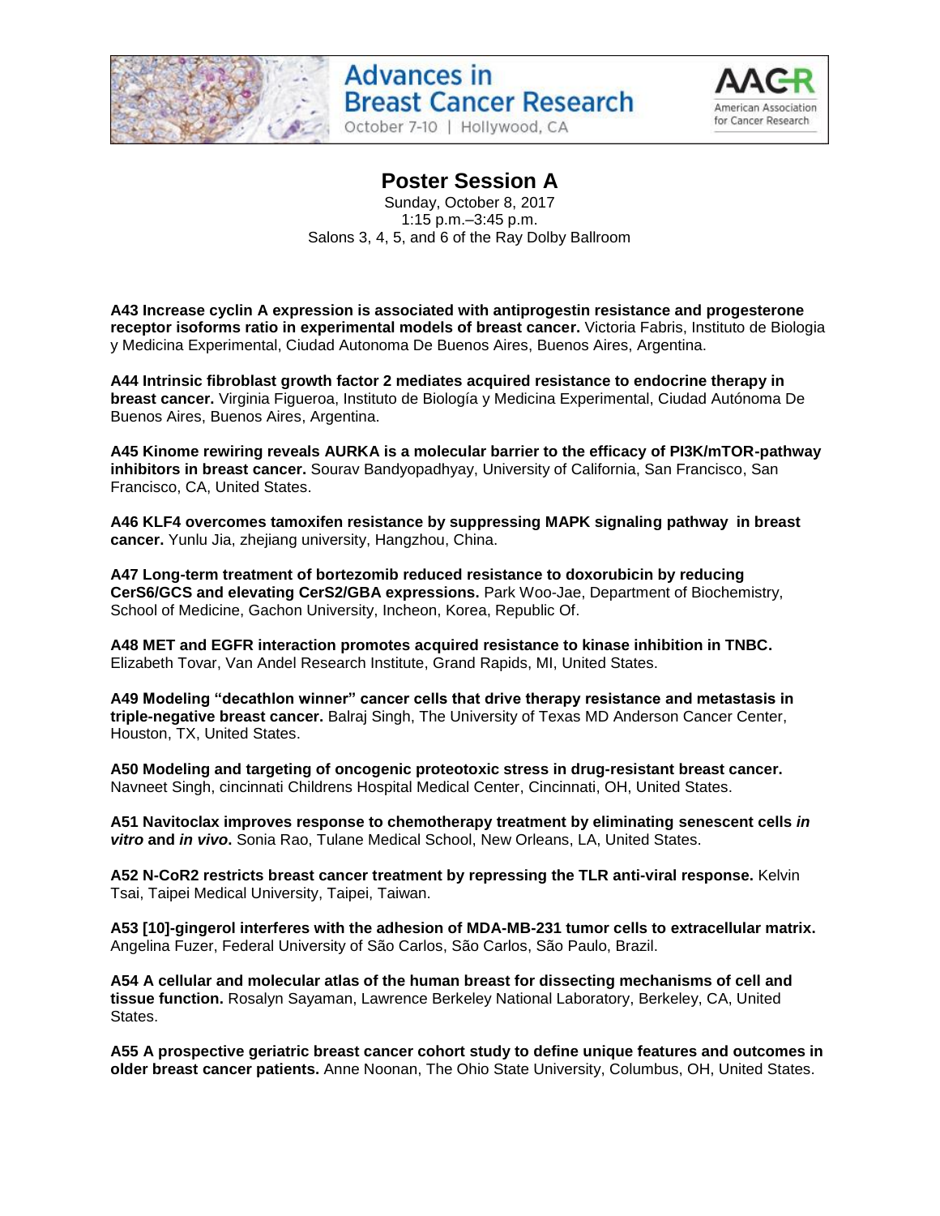## Poster Session A

Sunday, October 8, 2017
1:15 p.m.–3:45 p.m.
Salons 3, 4, 5, and 6 of the Ray Dolby Ballroom

**A43 Increase cyclin A expression is associated with antiprogestin resistance and progesterone receptor isoforms ratio in experimental models of breast cancer.** Victoria Fabris, Instituto de Biologia y Medicina Experimental, Ciudad Autonoma De Buenos Aires, Buenos Aires, Argentina.

**A44 Intrinsic fibroblast growth factor 2 mediates acquired resistance to endocrine therapy in breast cancer.** Virginia Figueroa, Instituto de Biología y Medicina Experimental, Ciudad Autónoma De Buenos Aires, Buenos Aires, Argentina.

**A45 Kinome rewiring reveals AURKA is a molecular barrier to the efficacy of PI3K/mTOR-pathway inhibitors in breast cancer.** Sourav Bandyopadhyay, University of California, San Francisco, San Francisco, CA, United States.

**A46 KLF4 overcomes tamoxifen resistance by suppressing MAPK signaling pathway in breast cancer.** Yunlu Jia, zhejiang university, Hangzhou, China.

**A47 Long-term treatment of bortezomib reduced resistance to doxorubicin by reducing CerS6/GCS and elevating CerS2/GBA expressions.** Park Woo-Jae, Department of Biochemistry, School of Medicine, Gachon University, Incheon, Korea, Republic Of.

**A48 MET and EGFR interaction promotes acquired resistance to kinase inhibition in TNBC.** Elizabeth Tovar, Van Andel Research Institute, Grand Rapids, MI, United States.

**A49 Modeling "decathlon winner" cancer cells that drive therapy resistance and metastasis in triple-negative breast cancer.** Balraj Singh, The University of Texas MD Anderson Cancer Center, Houston, TX, United States.

**A50 Modeling and targeting of oncogenic proteotoxic stress in drug-resistant breast cancer.** Navneet Singh, cincinnati Childrens Hospital Medical Center, Cincinnati, OH, United States.

**A51 Navitoclax improves response to chemotherapy treatment by eliminating senescent cells *in vitro* and *in vivo*.** Sonia Rao, Tulane Medical School, New Orleans, LA, United States.

**A52 N-CoR2 restricts breast cancer treatment by repressing the TLR anti-viral response.** Kelvin Tsai, Taipei Medical University, Taipei, Taiwan.

**A53 [10]-gingerol interferes with the adhesion of MDA-MB-231 tumor cells to extracellular matrix.** Angelina Fuzer, Federal University of São Carlos, São Carlos, São Paulo, Brazil.

**A54 A cellular and molecular atlas of the human breast for dissecting mechanisms of cell and tissue function.** Rosalyn Sayaman, Lawrence Berkeley National Laboratory, Berkeley, CA, United States.

**A55 A prospective geriatric breast cancer cohort study to define unique features and outcomes in older breast cancer patients.** Anne Noonan, The Ohio State University, Columbus, OH, United States.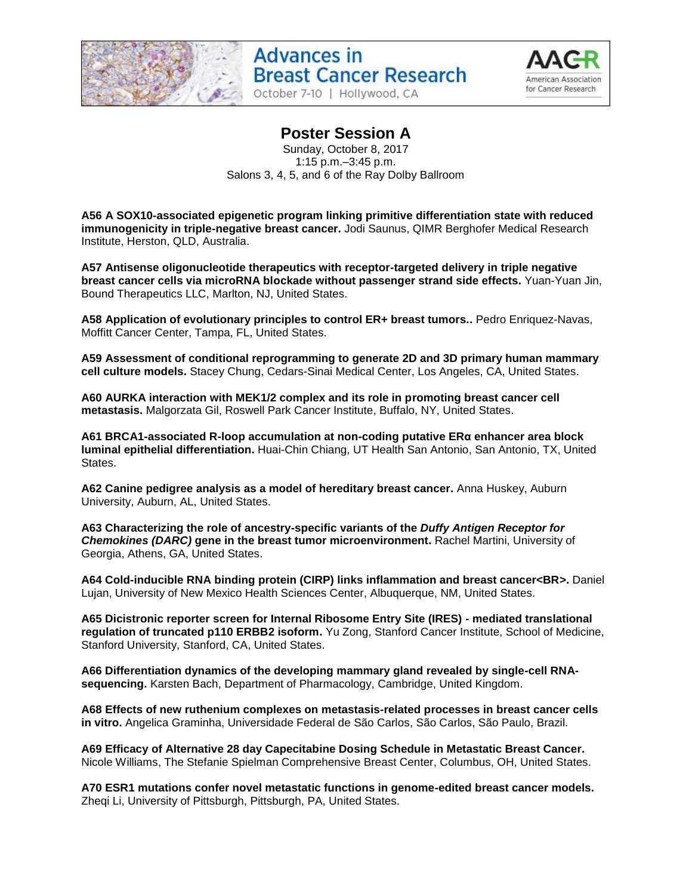# Poster Session A

Sunday, October 8, 2017
1:15 p.m.–3:45 p.m.
Salons 3, 4, 5, and 6 of the Ray Dolby Ballroom

**A56 A SOX10-associated epigenetic program linking primitive differentiation state with reduced immunogenicity in triple-negative breast cancer.** Jodi Saunus, QIMR Berghofer Medical Research Institute, Herston, QLD, Australia.

**A57 Antisense oligonucleotide therapeutics with receptor-targeted delivery in triple negative breast cancer cells via microRNA blockade without passenger strand side effects.** Yuan-Yuan Jin, Bound Therapeutics LLC, Marlton, NJ, United States.

**A58 Application of evolutionary principles to control ER+ breast tumors..** Pedro Enriquez-Navas, Moffitt Cancer Center, Tampa, FL, United States.

**A59 Assessment of conditional reprogramming to generate 2D and 3D primary human mammary cell culture models.** Stacey Chung, Cedars-Sinai Medical Center, Los Angeles, CA, United States.

**A60 AURKA interaction with MEK1/2 complex and its role in promoting breast cancer cell metastasis.** Malgorzata Gil, Roswell Park Cancer Institute, Buffalo, NY, United States.

**A61 BRCA1-associated R-loop accumulation at non-coding putative ERα enhancer area block luminal epithelial differentiation.** Huai-Chin Chiang, UT Health San Antonio, San Antonio, TX, United States.

**A62 Canine pedigree analysis as a model of hereditary breast cancer.** Anna Huskey, Auburn University, Auburn, AL, United States.

**A63 Characterizing the role of ancestry-specific variants of the *Duffy Antigen Receptor for Chemokines (DARC)* gene in the breast tumor microenvironment.** Rachel Martini, University of Georgia, Athens, GA, United States.

**A64 Cold-inducible RNA binding protein (CIRP) links inflammation and breast cancer<BR>.** Daniel Lujan, University of New Mexico Health Sciences Center, Albuquerque, NM, United States.

**A65 Dicistronic reporter screen for Internal Ribosome Entry Site (IRES) - mediated translational regulation of truncated p110 ERBB2 isoform.** Yu Zong, Stanford Cancer Institute, School of Medicine, Stanford University, Stanford, CA, United States.

**A66 Differentiation dynamics of the developing mammary gland revealed by single-cell RNA-sequencing.** Karsten Bach, Department of Pharmacology, Cambridge, United Kingdom.

**A68 Effects of new ruthenium complexes on metastasis-related processes in breast cancer cells in vitro.** Angelica Graminha, Universidade Federal de São Carlos, São Carlos, São Paulo, Brazil.

**A69 Efficacy of Alternative 28 day Capecitabine Dosing Schedule in Metastatic Breast Cancer.** Nicole Williams, The Stefanie Spielman Comprehensive Breast Center, Columbus, OH, United States.

**A70 ESR1 mutations confer novel metastatic functions in genome-edited breast cancer models.** Zheqi Li, University of Pittsburgh, Pittsburgh, PA, United States.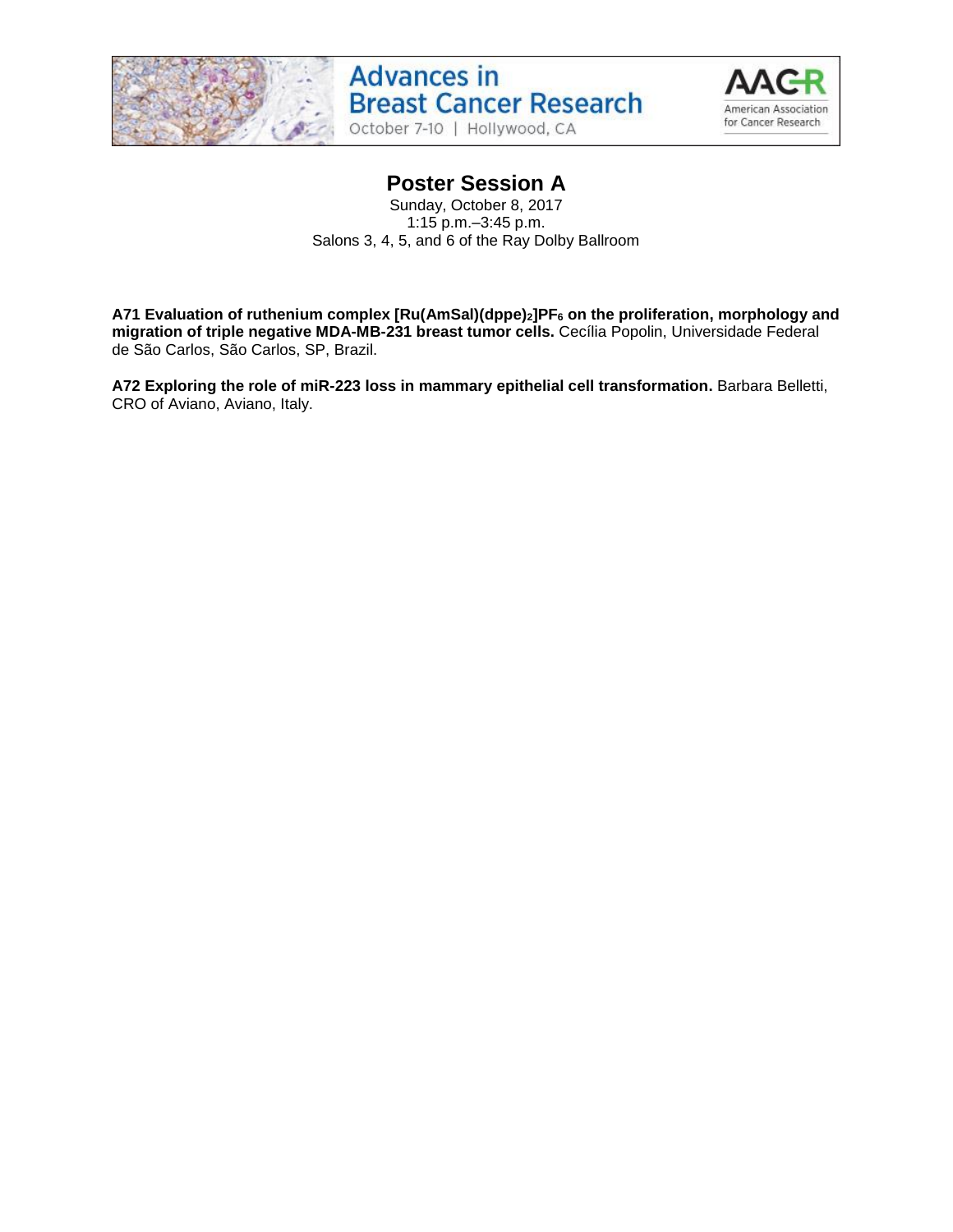## Poster Session A

Sunday, October 8, 2017
1:15 p.m.–3:45 p.m.
Salons 3, 4, 5, and 6 of the Ray Dolby Ballroom

**A71 Evaluation of ruthenium complex $[Ru(AmSal)(dppe)_2]PF_6$ on the proliferation, morphology and migration of triple negative MDA-MB-231 breast tumor cells.** Cecília Popolin, Universidade Federal de São Carlos, São Carlos, SP, Brazil.

**A72 Exploring the role of miR-223 loss in mammary epithelial cell transformation.** Barbara Belletti, CRO of Aviano, Aviano, Italy.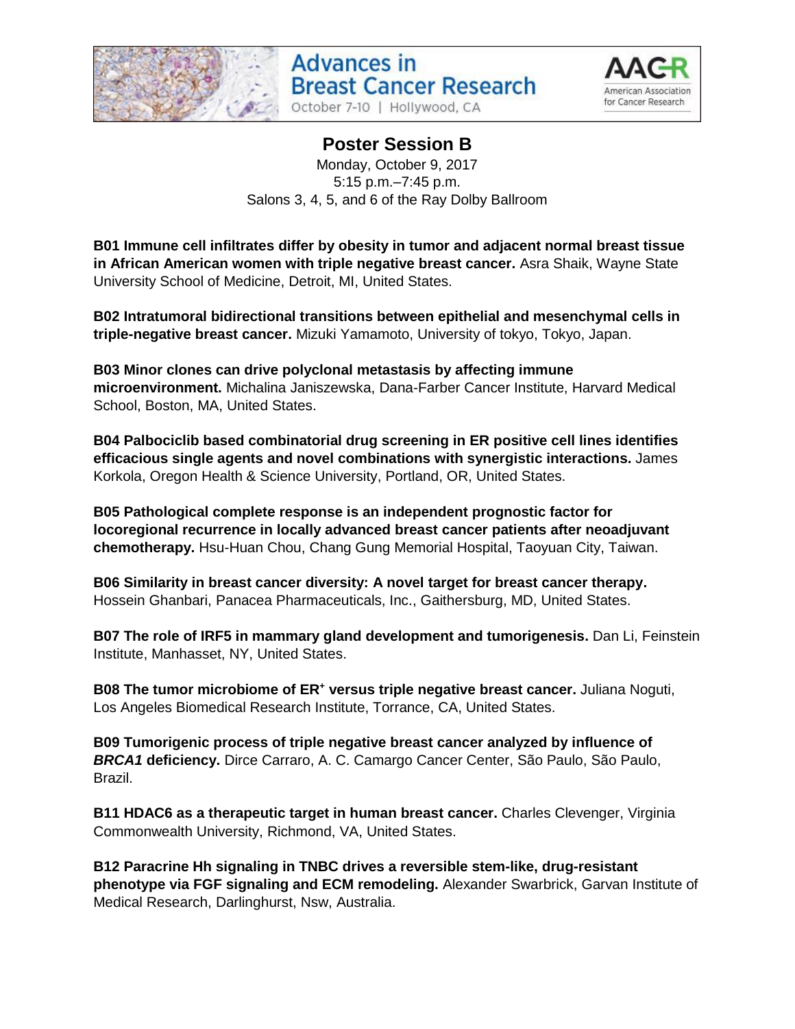## Poster Session B

Monday, October 9, 2017
5:15 p.m.–7:45 p.m.
Salons 3, 4, 5, and 6 of the Ray Dolby Ballroom

**B01 Immune cell infiltrates differ by obesity in tumor and adjacent normal breast tissue in African American women with triple negative breast cancer.** Asra Shaik, Wayne State University School of Medicine, Detroit, MI, United States.

**B02 Intratumoral bidirectional transitions between epithelial and mesenchymal cells in triple-negative breast cancer.** Mizuki Yamamoto, University of tokyo, Tokyo, Japan.

**B03 Minor clones can drive polyclonal metastasis by affecting immune microenvironment.** Michalina Janiszewska, Dana-Farber Cancer Institute, Harvard Medical School, Boston, MA, United States.

**B04 Palbociclib based combinatorial drug screening in ER positive cell lines identifies efficacious single agents and novel combinations with synergistic interactions.** James Korkola, Oregon Health & Science University, Portland, OR, United States.

**B05 Pathological complete response is an independent prognostic factor for locoregional recurrence in locally advanced breast cancer patients after neoadjuvant chemotherapy.** Hsu-Huan Chou, Chang Gung Memorial Hospital, Taoyuan City, Taiwan.

**B06 Similarity in breast cancer diversity: A novel target for breast cancer therapy.** Hossein Ghanbari, Panacea Pharmaceuticals, Inc., Gaithersburg, MD, United States.

**B07 The role of IRF5 in mammary gland development and tumorigenesis.** Dan Li, Feinstein Institute, Manhasset, NY, United States.

**B08 The tumor microbiome of $ER^+$ versus triple negative breast cancer.** Juliana Noguti, Los Angeles Biomedical Research Institute, Torrance, CA, United States.

**B09 Tumorigenic process of triple negative breast cancer analyzed by influence of *BRCA1* deficiency.** Dirce Carraro, A. C. Camargo Cancer Center, São Paulo, São Paulo, Brazil.

**B11 HDAC6 as a therapeutic target in human breast cancer.** Charles Clevenger, Virginia Commonwealth University, Richmond, VA, United States.

**B12 Paracrine Hh signaling in TNBC drives a reversible stem-like, drug-resistant phenotype via FGF signaling and ECM remodeling.** Alexander Swarbrick, Garvan Institute of Medical Research, Darlinghurst, Nsw, Australia.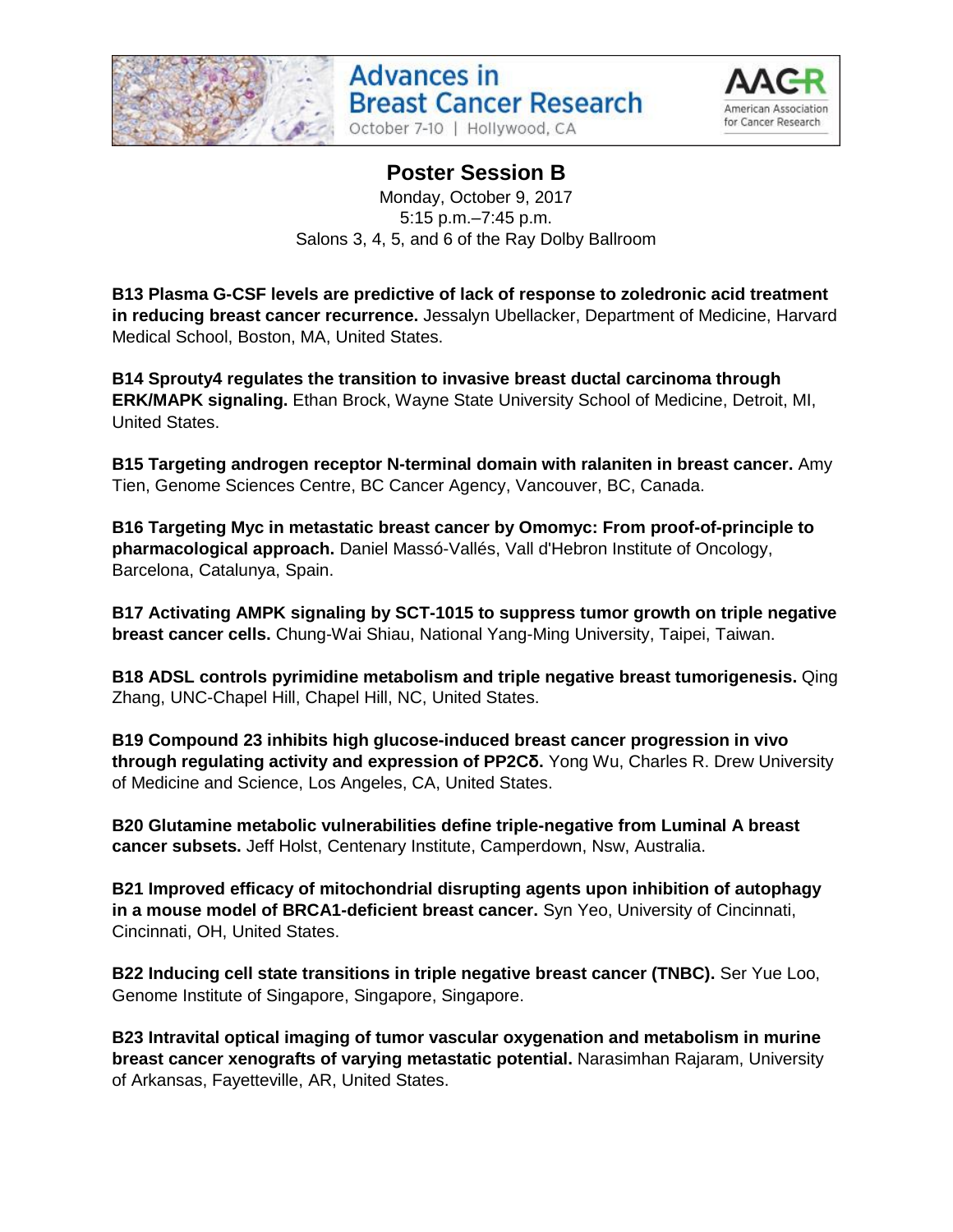## Poster Session B

Monday, October 9, 2017
5:15 p.m.–7:45 p.m.
Salons 3, 4, 5, and 6 of the Ray Dolby Ballroom

**B13 Plasma G-CSF levels are predictive of lack of response to zoledronic acid treatment in reducing breast cancer recurrence.** Jessalyn Ubellacker, Department of Medicine, Harvard Medical School, Boston, MA, United States.

**B14 Sprouty4 regulates the transition to invasive breast ductal carcinoma through ERK/MAPK signaling.** Ethan Brock, Wayne State University School of Medicine, Detroit, MI, United States.

**B15 Targeting androgen receptor N-terminal domain with ralaniten in breast cancer.** Amy Tien, Genome Sciences Centre, BC Cancer Agency, Vancouver, BC, Canada.

**B16 Targeting Myc in metastatic breast cancer by Omomyc: From proof-of-principle to pharmacological approach.** Daniel Massó-Vallés, Vall d'Hebron Institute of Oncology, Barcelona, Catalunya, Spain.

**B17 Activating AMPK signaling by SCT-1015 to suppress tumor growth on triple negative breast cancer cells.** Chung-Wai Shiau, National Yang-Ming University, Taipei, Taiwan.

**B18 ADSL controls pyrimidine metabolism and triple negative breast tumorigenesis.** Qing Zhang, UNC-Chapel Hill, Chapel Hill, NC, United States.

**B19 Compound 23 inhibits high glucose-induced breast cancer progression in vivo through regulating activity and expression of PP2Cδ.** Yong Wu, Charles R. Drew University of Medicine and Science, Los Angeles, CA, United States.

**B20 Glutamine metabolic vulnerabilities define triple-negative from Luminal A breast cancer subsets.** Jeff Holst, Centenary Institute, Camperdown, Nsw, Australia.

**B21 Improved efficacy of mitochondrial disrupting agents upon inhibition of autophagy in a mouse model of BRCA1-deficient breast cancer.** Syn Yeo, University of Cincinnati, Cincinnati, OH, United States.

**B22 Inducing cell state transitions in triple negative breast cancer (TNBC).** Ser Yue Loo, Genome Institute of Singapore, Singapore, Singapore.

**B23 Intravital optical imaging of tumor vascular oxygenation and metabolism in murine breast cancer xenografts of varying metastatic potential.** Narasimhan Rajaram, University of Arkansas, Fayetteville, AR, United States.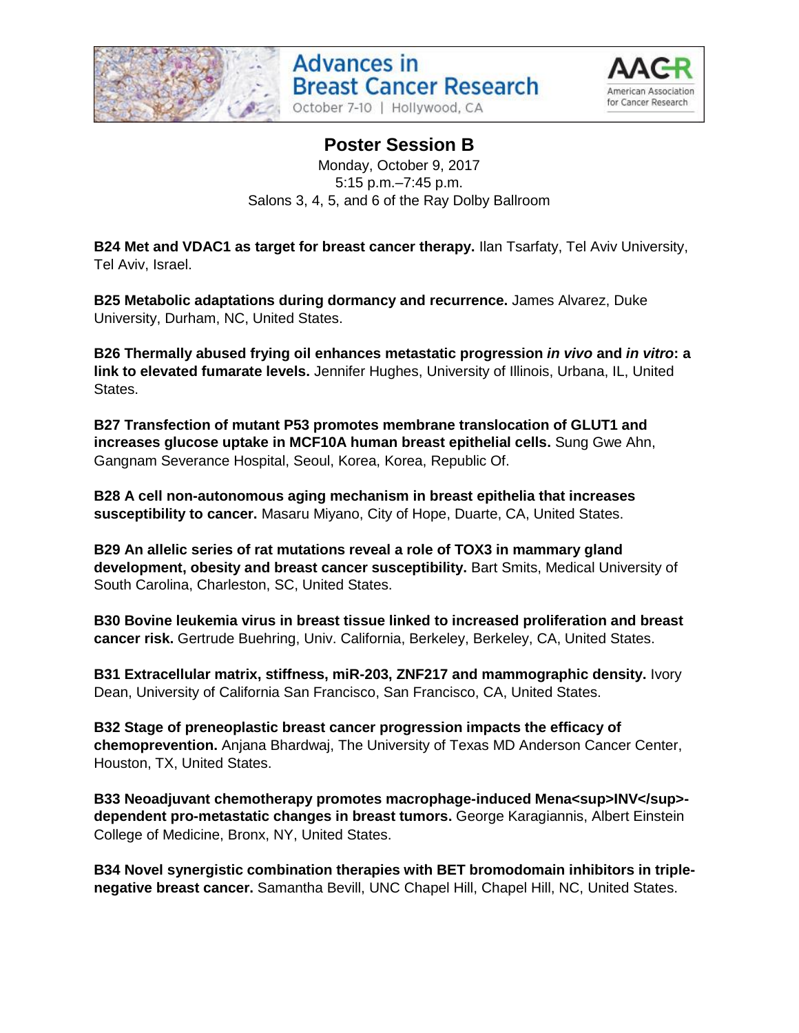## Poster Session B

Monday, October 9, 2017
5:15 p.m.–7:45 p.m.
Salons 3, 4, 5, and 6 of the Ray Dolby Ballroom

**B24 Met and VDAC1 as target for breast cancer therapy.** Ilan Tsarfaty, Tel Aviv University, Tel Aviv, Israel.

**B25 Metabolic adaptations during dormancy and recurrence.** James Alvarez, Duke University, Durham, NC, United States.

**B26 Thermally abused frying oil enhances metastatic progression *in vivo* and *in vitro*: a link to elevated fumarate levels.** Jennifer Hughes, University of Illinois, Urbana, IL, United States.

**B27 Transfection of mutant P53 promotes membrane translocation of GLUT1 and increases glucose uptake in MCF10A human breast epithelial cells.** Sung Gwe Ahn, Gangnam Severance Hospital, Seoul, Korea, Korea, Republic Of.

**B28 A cell non-autonomous aging mechanism in breast epithelia that increases susceptibility to cancer.** Masaru Miyano, City of Hope, Duarte, CA, United States.

**B29 An allelic series of rat mutations reveal a role of TOX3 in mammary gland development, obesity and breast cancer susceptibility.** Bart Smits, Medical University of South Carolina, Charleston, SC, United States.

**B30 Bovine leukemia virus in breast tissue linked to increased proliferation and breast cancer risk.** Gertrude Buehring, Univ. California, Berkeley, Berkeley, CA, United States.

**B31 Extracellular matrix, stiffness, miR-203, ZNF217 and mammographic density.** Ivory Dean, University of California San Francisco, San Francisco, CA, United States.

**B32 Stage of preneoplastic breast cancer progression impacts the efficacy of chemoprevention.** Anjana Bhardwaj, The University of Texas MD Anderson Cancer Center, Houston, TX, United States.

**B33 Neoadjuvant chemotherapy promotes macrophage-induced Mena<sup>INV</sup>-dependent pro-metastatic changes in breast tumors.** George Karagiannis, Albert Einstein College of Medicine, Bronx, NY, United States.

**B34 Novel synergistic combination therapies with BET bromodomain inhibitors in triple-negative breast cancer.** Samantha Bevill, UNC Chapel Hill, Chapel Hill, NC, United States.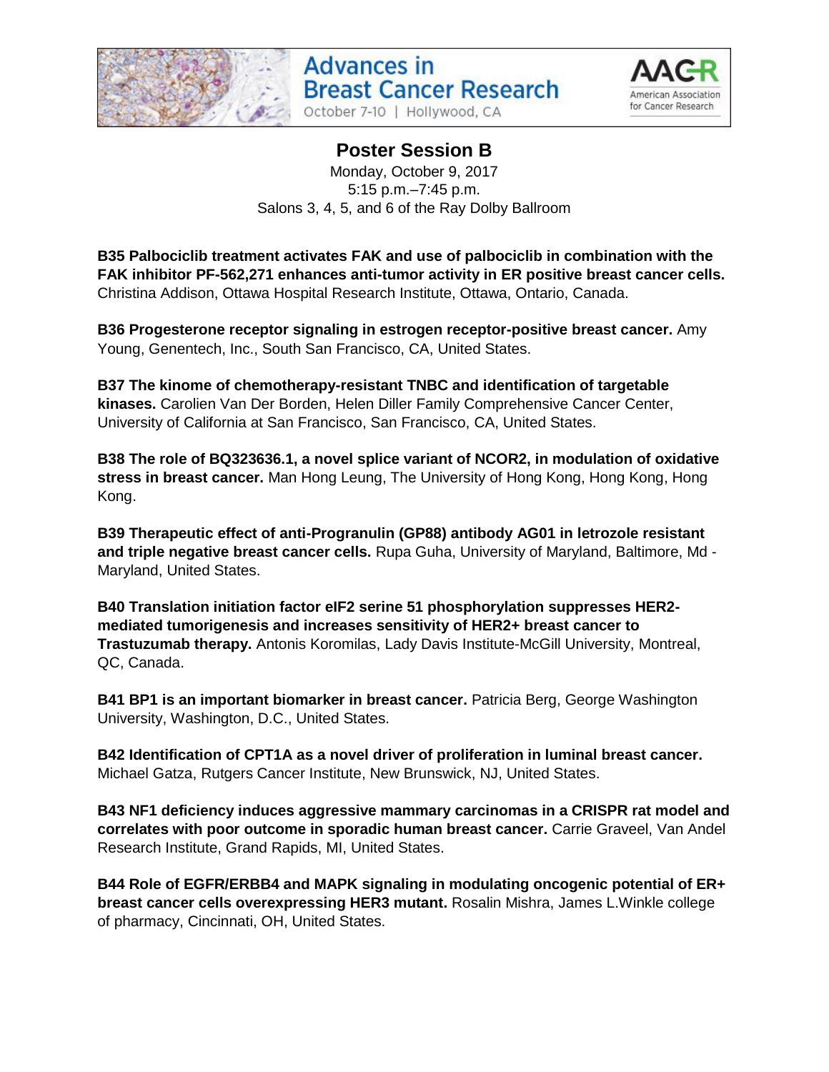## Poster Session B

Monday, October 9, 2017
5:15 p.m.–7:45 p.m.
Salons 3, 4, 5, and 6 of the Ray Dolby Ballroom

**B35 Palbociclib treatment activates FAK and use of palbociclib in combination with the FAK inhibitor PF-562,271 enhances anti-tumor activity in ER positive breast cancer cells.** Christina Addison, Ottawa Hospital Research Institute, Ottawa, Ontario, Canada.

**B36 Progesterone receptor signaling in estrogen receptor-positive breast cancer.** Amy Young, Genentech, Inc., South San Francisco, CA, United States.

**B37 The kinome of chemotherapy-resistant TNBC and identification of targetable kinases.** Carolien Van Der Borden, Helen Diller Family Comprehensive Cancer Center, University of California at San Francisco, San Francisco, CA, United States.

**B38 The role of BQ323636.1, a novel splice variant of NCOR2, in modulation of oxidative stress in breast cancer.** Man Hong Leung, The University of Hong Kong, Hong Kong, Hong Kong.

**B39 Therapeutic effect of anti-Progranulin (GP88) antibody AG01 in letrozole resistant and triple negative breast cancer cells.** Rupa Guha, University of Maryland, Baltimore, Md - Maryland, United States.

**B40 Translation initiation factor eIF2 serine 51 phosphorylation suppresses HER2-mediated tumorigenesis and increases sensitivity of HER2+ breast cancer to Trastuzumab therapy.** Antonis Koromilas, Lady Davis Institute-McGill University, Montreal, QC, Canada.

**B41 BP1 is an important biomarker in breast cancer.** Patricia Berg, George Washington University, Washington, D.C., United States.

**B42 Identification of CPT1A as a novel driver of proliferation in luminal breast cancer.** Michael Gatza, Rutgers Cancer Institute, New Brunswick, NJ, United States.

**B43 NF1 deficiency induces aggressive mammary carcinomas in a CRISPR rat model and correlates with poor outcome in sporadic human breast cancer.** Carrie Graveel, Van Andel Research Institute, Grand Rapids, MI, United States.

**B44 Role of EGFR/ERBB4 and MAPK signaling in modulating oncogenic potential of ER+ breast cancer cells overexpressing HER3 mutant.** Rosalin Mishra, James L.Winkle college of pharmacy, Cincinnati, OH, United States.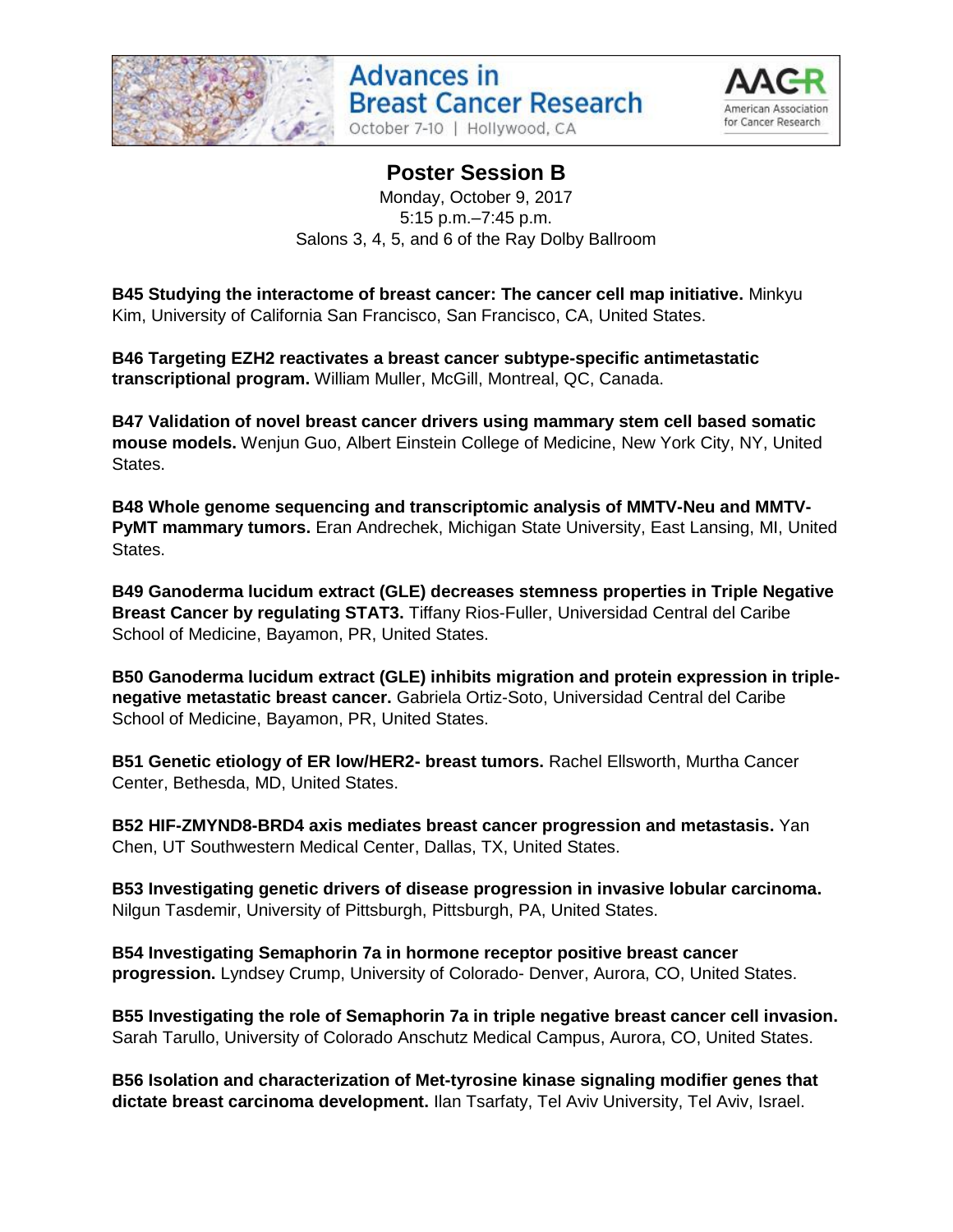## Poster Session B

Monday, October 9, 2017
5:15 p.m.–7:45 p.m.
Salons 3, 4, 5, and 6 of the Ray Dolby Ballroom

**B45 Studying the interactome of breast cancer: The cancer cell map initiative.** Minkyu Kim, University of California San Francisco, San Francisco, CA, United States.

**B46 Targeting EZH2 reactivates a breast cancer subtype-specific antimetastatic transcriptional program.** William Muller, McGill, Montreal, QC, Canada.

**B47 Validation of novel breast cancer drivers using mammary stem cell based somatic mouse models.** Wenjun Guo, Albert Einstein College of Medicine, New York City, NY, United States.

**B48 Whole genome sequencing and transcriptomic analysis of MMTV-Neu and MMTV-PyMT mammary tumors.** Eran Andrechek, Michigan State University, East Lansing, MI, United States.

**B49 Ganoderma lucidum extract (GLE) decreases stemness properties in Triple Negative Breast Cancer by regulating STAT3.** Tiffany Rios-Fuller, Universidad Central del Caribe School of Medicine, Bayamon, PR, United States.

**B50 Ganoderma lucidum extract (GLE) inhibits migration and protein expression in triple-negative metastatic breast cancer.** Gabriela Ortiz-Soto, Universidad Central del Caribe School of Medicine, Bayamon, PR, United States.

**B51 Genetic etiology of ER low/HER2- breast tumors.** Rachel Ellsworth, Murtha Cancer Center, Bethesda, MD, United States.

**B52 HIF-ZMYND8-BRD4 axis mediates breast cancer progression and metastasis.** Yan Chen, UT Southwestern Medical Center, Dallas, TX, United States.

**B53 Investigating genetic drivers of disease progression in invasive lobular carcinoma.** Nilgun Tasdemir, University of Pittsburgh, Pittsburgh, PA, United States.

**B54 Investigating Semaphorin 7a in hormone receptor positive breast cancer progression.** Lyndsey Crump, University of Colorado- Denver, Aurora, CO, United States.

**B55 Investigating the role of Semaphorin 7a in triple negative breast cancer cell invasion.** Sarah Tarullo, University of Colorado Anschutz Medical Campus, Aurora, CO, United States.

**B56 Isolation and characterization of Met-tyrosine kinase signaling modifier genes that dictate breast carcinoma development.** Ilan Tsarfaty, Tel Aviv University, Tel Aviv, Israel.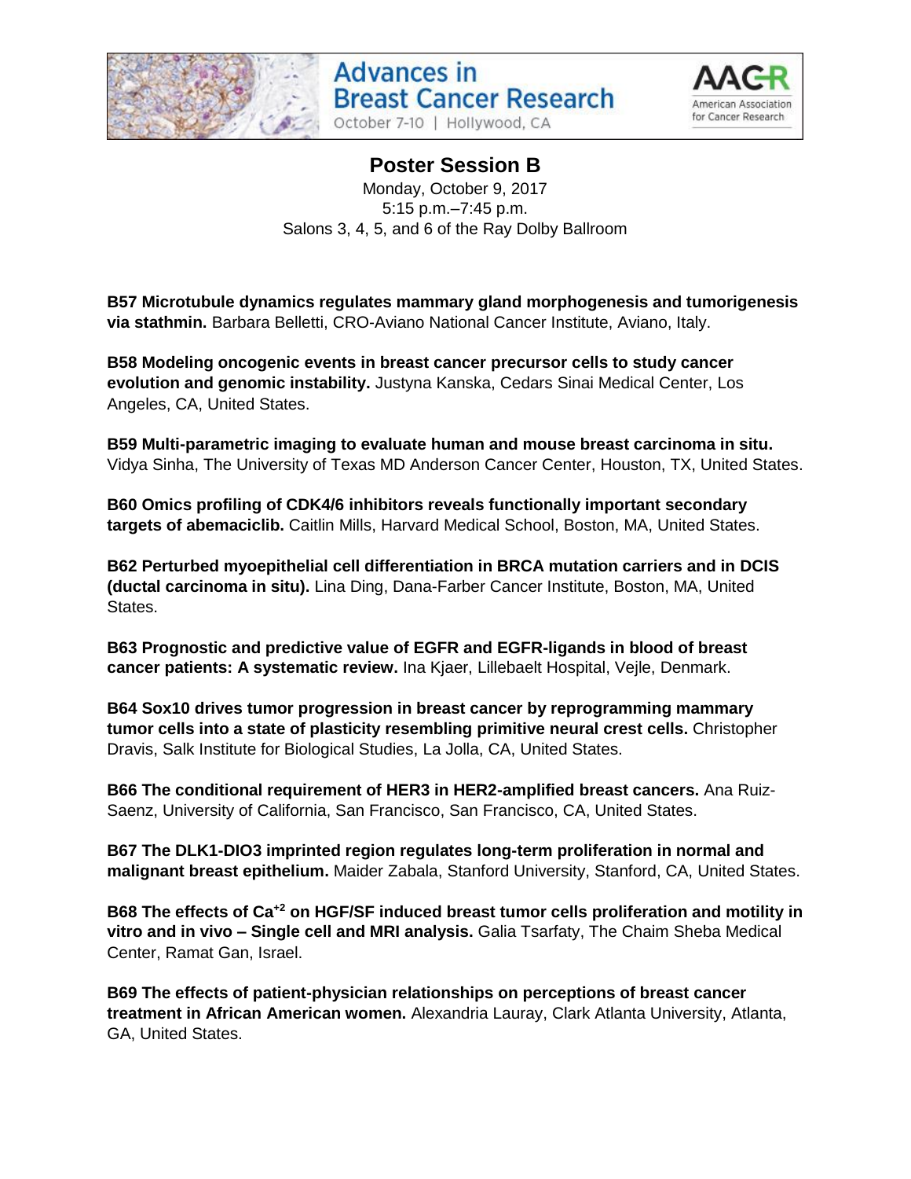## Poster Session B

Monday, October 9, 2017
5:15 p.m.–7:45 p.m.
Salons 3, 4, 5, and 6 of the Ray Dolby Ballroom

**B57 Microtubule dynamics regulates mammary gland morphogenesis and tumorigenesis via stathmin.** Barbara Belletti, CRO-Aviano National Cancer Institute, Aviano, Italy.

**B58 Modeling oncogenic events in breast cancer precursor cells to study cancer evolution and genomic instability.** Justyna Kanska, Cedars Sinai Medical Center, Los Angeles, CA, United States.

**B59 Multi-parametric imaging to evaluate human and mouse breast carcinoma in situ.** Vidya Sinha, The University of Texas MD Anderson Cancer Center, Houston, TX, United States.

**B60 Omics profiling of CDK4/6 inhibitors reveals functionally important secondary targets of abemaciclib.** Caitlin Mills, Harvard Medical School, Boston, MA, United States.

**B62 Perturbed myoepithelial cell differentiation in BRCA mutation carriers and in DCIS (ductal carcinoma in situ).** Lina Ding, Dana-Farber Cancer Institute, Boston, MA, United States.

**B63 Prognostic and predictive value of EGFR and EGFR-ligands in blood of breast cancer patients: A systematic review.** Ina Kjaer, Lillebaelt Hospital, Vejle, Denmark.

**B64 Sox10 drives tumor progression in breast cancer by reprogramming mammary tumor cells into a state of plasticity resembling primitive neural crest cells.** Christopher Dravis, Salk Institute for Biological Studies, La Jolla, CA, United States.

**B66 The conditional requirement of HER3 in HER2-amplified breast cancers.** Ana Ruiz-Saenz, University of California, San Francisco, San Francisco, CA, United States.

**B67 The DLK1-DIO3 imprinted region regulates long-term proliferation in normal and malignant breast epithelium.** Maider Zabala, Stanford University, Stanford, CA, United States.

**B68 The effects of $Ca^{+2}$ on HGF/SF induced breast tumor cells proliferation and motility in vitro and in vivo – Single cell and MRI analysis.** Galia Tsarfaty, The Chaim Sheba Medical Center, Ramat Gan, Israel.

**B69 The effects of patient-physician relationships on perceptions of breast cancer treatment in African American women.** Alexandria Lauray, Clark Atlanta University, Atlanta, GA, United States.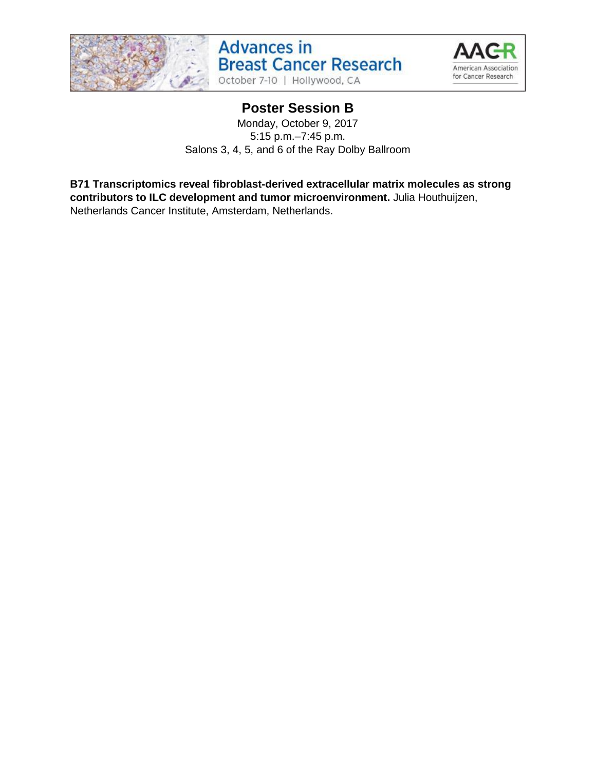## Poster Session B

Monday, October 9, 2017
5:15 p.m.–7:45 p.m.
Salons 3, 4, 5, and 6 of the Ray Dolby Ballroom

**B71 Transcriptomics reveal fibroblast-derived extracellular matrix molecules as strong contributors to ILC development and tumor microenvironment.** Julia Houthuijzen, Netherlands Cancer Institute, Amsterdam, Netherlands.